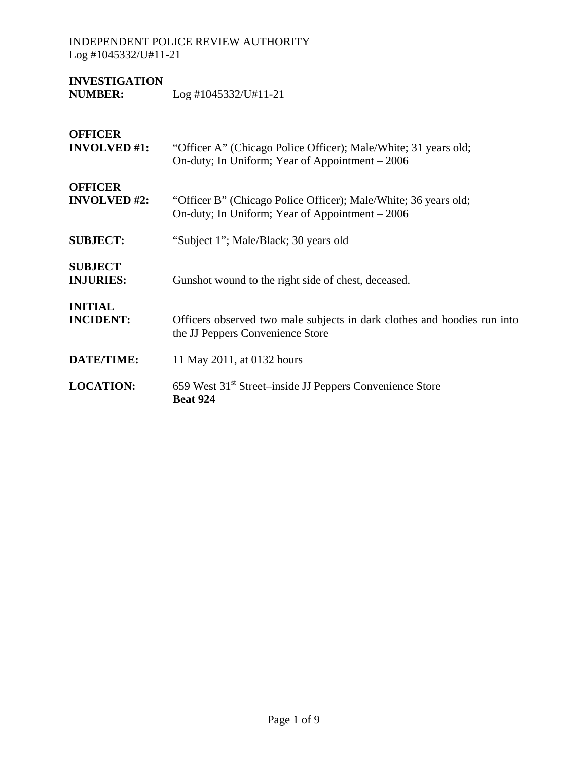INDEPENDENT POLICE REVIEW AUTHORITY
Log #1045332/U#11-21

| | |
|---|---|
| **INVESTIGATION NUMBER:** | Log #1045332/U#11-21 |
| **OFFICER INVOLVED #1:** | "Officer A" (Chicago Police Officer); Male/White; 31 years old; On-duty; In Uniform; Year of Appointment – 2006 |
| **OFFICER INVOLVED #2:** | "Officer B" (Chicago Police Officer); Male/White; 36 years old; On-duty; In Uniform; Year of Appointment – 2006 |
| **SUBJECT:** | "Subject 1"; Male/Black; 30 years old |
| **SUBJECT INJURIES:** | Gunshot wound to the right side of chest, deceased. |
| **INITIAL INCIDENT:** | Officers observed two male subjects in dark clothes and hoodies run into the JJ Peppers Convenience Store |
| **DATE/TIME:** | 11 May 2011, at 0132 hours |
| **LOCATION:** | 659 West 31st Street–inside JJ Peppers Convenience Store **Beat 924** |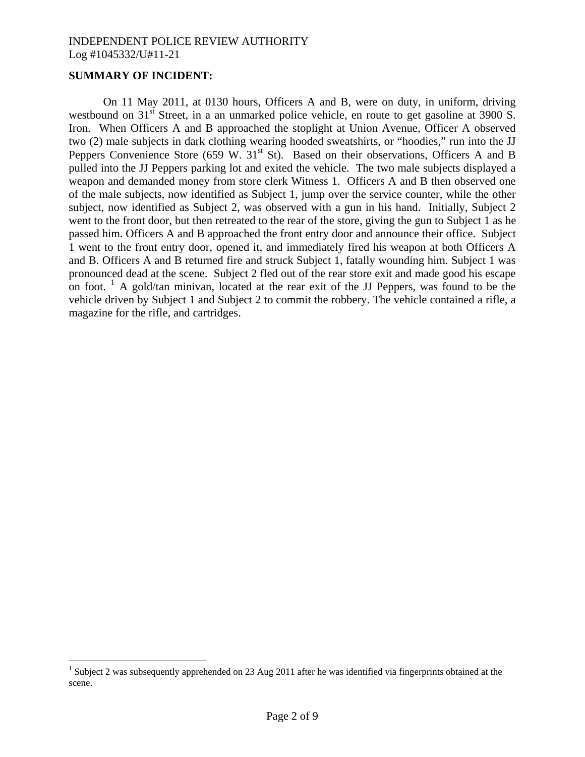INDEPENDENT POLICE REVIEW AUTHORITY
Log #1045332/U#11-21

**SUMMARY OF INCIDENT:**

On 11 May 2011, at 0130 hours, Officers A and B, were on duty, in uniform, driving westbound on 31st Street, in a an unmarked police vehicle, en route to get gasoline at 3900 S. Iron. When Officers A and B approached the stoplight at Union Avenue, Officer A observed two (2) male subjects in dark clothing wearing hooded sweatshirts, or "hoodies," run into the JJ Peppers Convenience Store (659 W. 31st St). Based on their observations, Officers A and B pulled into the JJ Peppers parking lot and exited the vehicle. The two male subjects displayed a weapon and demanded money from store clerk Witness 1. Officers A and B then observed one of the male subjects, now identified as Subject 1, jump over the service counter, while the other subject, now identified as Subject 2, was observed with a gun in his hand. Initially, Subject 2 went to the front door, but then retreated to the rear of the store, giving the gun to Subject 1 as he passed him. Officers A and B approached the front entry door and announce their office. Subject 1 went to the front entry door, opened it, and immediately fired his weapon at both Officers A and B. Officers A and B returned fire and struck Subject 1, fatally wounding him. Subject 1 was pronounced dead at the scene. Subject 2 fled out of the rear store exit and made good his escape on foot. [1] A gold/tan minivan, located at the rear exit of the JJ Peppers, was found to be the vehicle driven by Subject 1 and Subject 2 to commit the robbery. The vehicle contained a rifle, a magazine for the rifle, and cartridges.

[1] Subject 2 was subsequently apprehended on 23 Aug 2011 after he was identified via fingerprints obtained at the scene.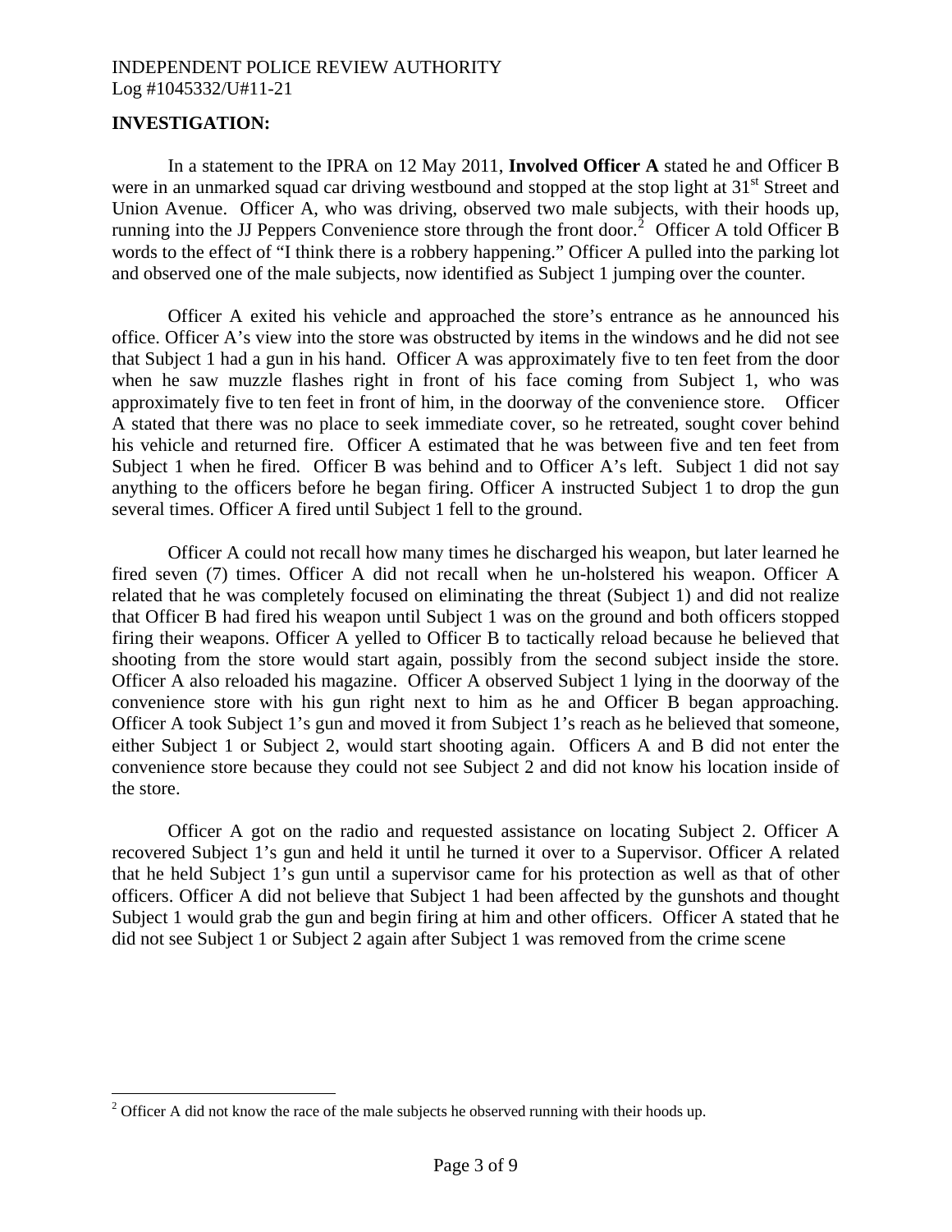**INVESTIGATION:**

In a statement to the IPRA on 12 May 2011, **Involved Officer A** stated he and Officer B were in an unmarked squad car driving westbound and stopped at the stop light at 31st Street and Union Avenue. Officer A, who was driving, observed two male subjects, with their hoods up, running into the JJ Peppers Convenience store through the front door.[2] Officer A told Officer B words to the effect of "I think there is a robbery happening." Officer A pulled into the parking lot and observed one of the male subjects, now identified as Subject 1 jumping over the counter.

Officer A exited his vehicle and approached the store's entrance as he announced his office. Officer A's view into the store was obstructed by items in the windows and he did not see that Subject 1 had a gun in his hand. Officer A was approximately five to ten feet from the door when he saw muzzle flashes right in front of his face coming from Subject 1, who was approximately five to ten feet in front of him, in the doorway of the convenience store. Officer A stated that there was no place to seek immediate cover, so he retreated, sought cover behind his vehicle and returned fire. Officer A estimated that he was between five and ten feet from Subject 1 when he fired. Officer B was behind and to Officer A's left. Subject 1 did not say anything to the officers before he began firing. Officer A instructed Subject 1 to drop the gun several times. Officer A fired until Subject 1 fell to the ground.

Officer A could not recall how many times he discharged his weapon, but later learned he fired seven (7) times. Officer A did not recall when he un-holstered his weapon. Officer A related that he was completely focused on eliminating the threat (Subject 1) and did not realize that Officer B had fired his weapon until Subject 1 was on the ground and both officers stopped firing their weapons. Officer A yelled to Officer B to tactically reload because he believed that shooting from the store would start again, possibly from the second subject inside the store. Officer A also reloaded his magazine. Officer A observed Subject 1 lying in the doorway of the convenience store with his gun right next to him as he and Officer B began approaching. Officer A took Subject 1's gun and moved it from Subject 1's reach as he believed that someone, either Subject 1 or Subject 2, would start shooting again. Officers A and B did not enter the convenience store because they could not see Subject 2 and did not know his location inside of the store.

Officer A got on the radio and requested assistance on locating Subject 2. Officer A recovered Subject 1's gun and held it until he turned it over to a Supervisor. Officer A related that he held Subject 1's gun until a supervisor came for his protection as well as that of other officers. Officer A did not believe that Subject 1 had been affected by the gunshots and thought Subject 1 would grab the gun and begin firing at him and other officers. Officer A stated that he did not see Subject 1 or Subject 2 again after Subject 1 was removed from the crime scene

[2] Officer A did not know the race of the male subjects he observed running with their hoods up.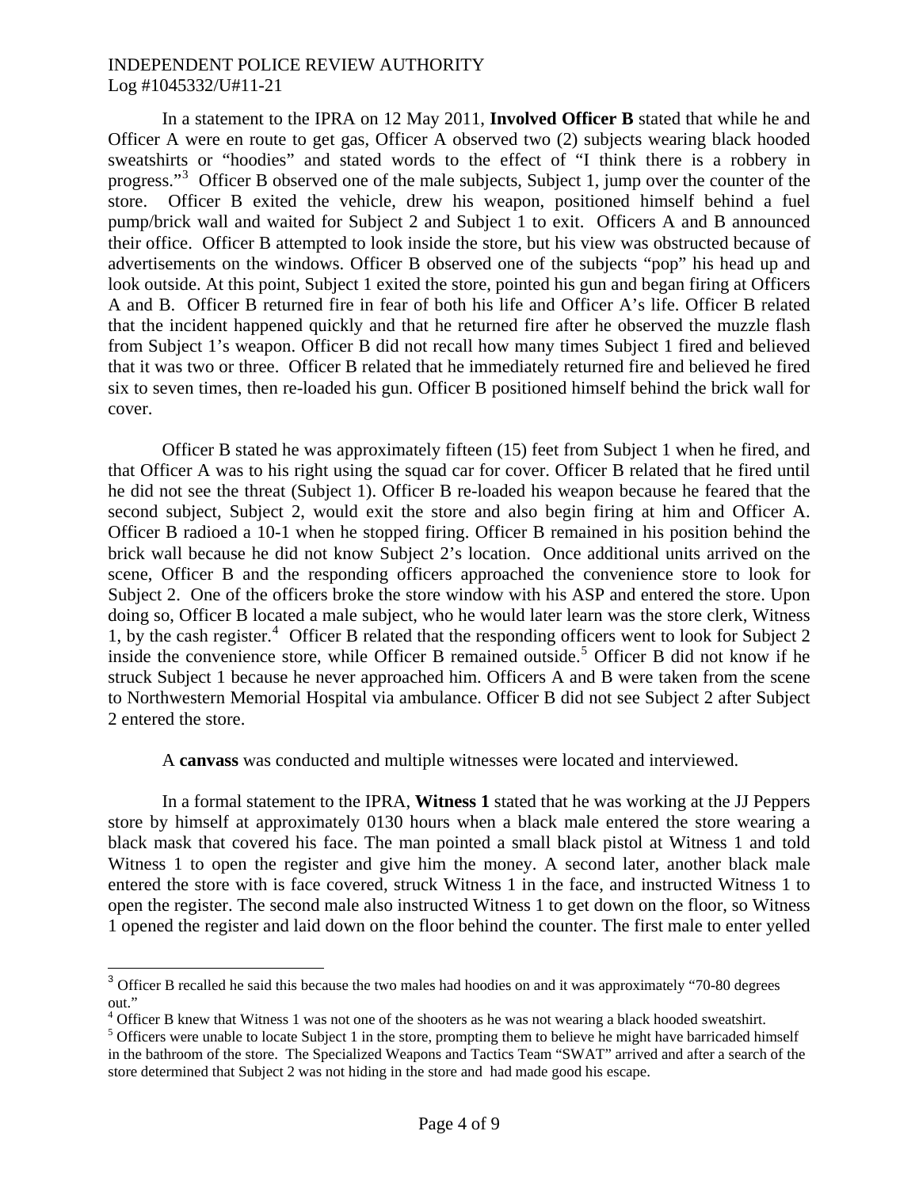In a statement to the IPRA on 12 May 2011, **Involved Officer B** stated that while he and Officer A were en route to get gas, Officer A observed two (2) subjects wearing black hooded sweatshirts or "hoodies" and stated words to the effect of "I think there is a robbery in progress."[3] Officer B observed one of the male subjects, Subject 1, jump over the counter of the store. Officer B exited the vehicle, drew his weapon, positioned himself behind a fuel pump/brick wall and waited for Subject 2 and Subject 1 to exit. Officers A and B announced their office. Officer B attempted to look inside the store, but his view was obstructed because of advertisements on the windows. Officer B observed one of the subjects "pop" his head up and look outside. At this point, Subject 1 exited the store, pointed his gun and began firing at Officers A and B. Officer B returned fire in fear of both his life and Officer A's life. Officer B related that the incident happened quickly and that he returned fire after he observed the muzzle flash from Subject 1's weapon. Officer B did not recall how many times Subject 1 fired and believed that it was two or three. Officer B related that he immediately returned fire and believed he fired six to seven times, then re-loaded his gun. Officer B positioned himself behind the brick wall for cover.

Officer B stated he was approximately fifteen (15) feet from Subject 1 when he fired, and that Officer A was to his right using the squad car for cover. Officer B related that he fired until he did not see the threat (Subject 1). Officer B re-loaded his weapon because he feared that the second subject, Subject 2, would exit the store and also begin firing at him and Officer A. Officer B radioed a 10-1 when he stopped firing. Officer B remained in his position behind the brick wall because he did not know Subject 2's location. Once additional units arrived on the scene, Officer B and the responding officers approached the convenience store to look for Subject 2. One of the officers broke the store window with his ASP and entered the store. Upon doing so, Officer B located a male subject, who he would later learn was the store clerk, Witness 1, by the cash register.[4] Officer B related that the responding officers went to look for Subject 2 inside the convenience store, while Officer B remained outside.[5] Officer B did not know if he struck Subject 1 because he never approached him. Officers A and B were taken from the scene to Northwestern Memorial Hospital via ambulance. Officer B did not see Subject 2 after Subject 2 entered the store.

A **canvass** was conducted and multiple witnesses were located and interviewed.

In a formal statement to the IPRA, **Witness 1** stated that he was working at the JJ Peppers store by himself at approximately 0130 hours when a black male entered the store wearing a black mask that covered his face. The man pointed a small black pistol at Witness 1 and told Witness 1 to open the register and give him the money. A second later, another black male entered the store with is face covered, struck Witness 1 in the face, and instructed Witness 1 to open the register. The second male also instructed Witness 1 to get down on the floor, so Witness 1 opened the register and laid down on the floor behind the counter. The first male to enter yelled

---

[3] Officer B recalled he said this because the two males had hoodies on and it was approximately "70-80 degrees out."

[4] Officer B knew that Witness 1 was not one of the shooters as he was not wearing a black hooded sweatshirt.

[5] Officers were unable to locate Subject 1 in the store, prompting them to believe he might have barricaded himself in the bathroom of the store. The Specialized Weapons and Tactics Team "SWAT" arrived and after a search of the store determined that Subject 2 was not hiding in the store and had made good his escape.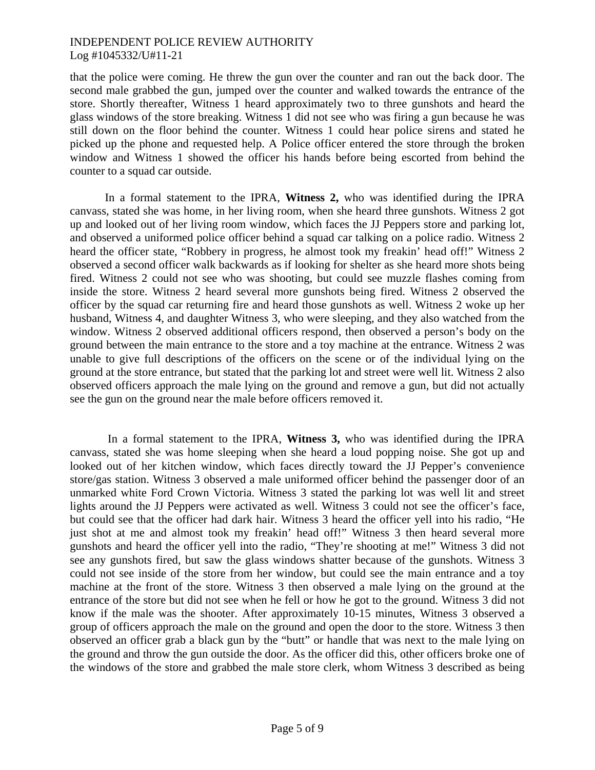that the police were coming. He threw the gun over the counter and ran out the back door. The second male grabbed the gun, jumped over the counter and walked towards the entrance of the store. Shortly thereafter, Witness 1 heard approximately two to three gunshots and heard the glass windows of the store breaking. Witness 1 did not see who was firing a gun because he was still down on the floor behind the counter. Witness 1 could hear police sirens and stated he picked up the phone and requested help. A Police officer entered the store through the broken window and Witness 1 showed the officer his hands before being escorted from behind the counter to a squad car outside.

In a formal statement to the IPRA, **Witness 2,** who was identified during the IPRA canvass, stated she was home, in her living room, when she heard three gunshots. Witness 2 got up and looked out of her living room window, which faces the JJ Peppers store and parking lot, and observed a uniformed police officer behind a squad car talking on a police radio. Witness 2 heard the officer state, "Robbery in progress, he almost took my freakin' head off!" Witness 2 observed a second officer walk backwards as if looking for shelter as she heard more shots being fired. Witness 2 could not see who was shooting, but could see muzzle flashes coming from inside the store. Witness 2 heard several more gunshots being fired. Witness 2 observed the officer by the squad car returning fire and heard those gunshots as well. Witness 2 woke up her husband, Witness 4, and daughter Witness 3, who were sleeping, and they also watched from the window. Witness 2 observed additional officers respond, then observed a person's body on the ground between the main entrance to the store and a toy machine at the entrance. Witness 2 was unable to give full descriptions of the officers on the scene or of the individual lying on the ground at the store entrance, but stated that the parking lot and street were well lit. Witness 2 also observed officers approach the male lying on the ground and remove a gun, but did not actually see the gun on the ground near the male before officers removed it.

In a formal statement to the IPRA, **Witness 3,** who was identified during the IPRA canvass, stated she was home sleeping when she heard a loud popping noise. She got up and looked out of her kitchen window, which faces directly toward the JJ Pepper's convenience store/gas station. Witness 3 observed a male uniformed officer behind the passenger door of an unmarked white Ford Crown Victoria. Witness 3 stated the parking lot was well lit and street lights around the JJ Peppers were activated as well. Witness 3 could not see the officer's face, but could see that the officer had dark hair. Witness 3 heard the officer yell into his radio, "He just shot at me and almost took my freakin' head off!" Witness 3 then heard several more gunshots and heard the officer yell into the radio, "They're shooting at me!" Witness 3 did not see any gunshots fired, but saw the glass windows shatter because of the gunshots. Witness 3 could not see inside of the store from her window, but could see the main entrance and a toy machine at the front of the store. Witness 3 then observed a male lying on the ground at the entrance of the store but did not see when he fell or how he got to the ground. Witness 3 did not know if the male was the shooter. After approximately 10-15 minutes, Witness 3 observed a group of officers approach the male on the ground and open the door to the store. Witness 3 then observed an officer grab a black gun by the "butt" or handle that was next to the male lying on the ground and throw the gun outside the door. As the officer did this, other officers broke one of the windows of the store and grabbed the male store clerk, whom Witness 3 described as being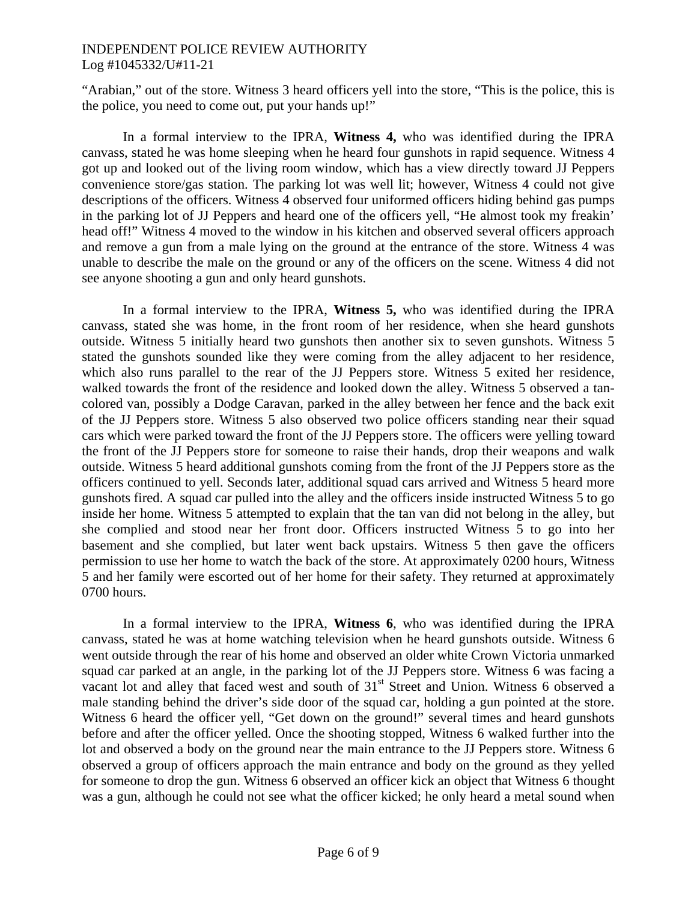"Arabian," out of the store. Witness 3 heard officers yell into the store, "This is the police, this is the police, you need to come out, put your hands up!"

In a formal interview to the IPRA, **Witness 4,** who was identified during the IPRA canvass, stated he was home sleeping when he heard four gunshots in rapid sequence. Witness 4 got up and looked out of the living room window, which has a view directly toward JJ Peppers convenience store/gas station. The parking lot was well lit; however, Witness 4 could not give descriptions of the officers. Witness 4 observed four uniformed officers hiding behind gas pumps in the parking lot of JJ Peppers and heard one of the officers yell, "He almost took my freakin' head off!" Witness 4 moved to the window in his kitchen and observed several officers approach and remove a gun from a male lying on the ground at the entrance of the store. Witness 4 was unable to describe the male on the ground or any of the officers on the scene. Witness 4 did not see anyone shooting a gun and only heard gunshots.

In a formal interview to the IPRA, **Witness 5,** who was identified during the IPRA canvass, stated she was home, in the front room of her residence, when she heard gunshots outside. Witness 5 initially heard two gunshots then another six to seven gunshots. Witness 5 stated the gunshots sounded like they were coming from the alley adjacent to her residence, which also runs parallel to the rear of the JJ Peppers store. Witness 5 exited her residence, walked towards the front of the residence and looked down the alley. Witness 5 observed a tan-colored van, possibly a Dodge Caravan, parked in the alley between her fence and the back exit of the JJ Peppers store. Witness 5 also observed two police officers standing near their squad cars which were parked toward the front of the JJ Peppers store. The officers were yelling toward the front of the JJ Peppers store for someone to raise their hands, drop their weapons and walk outside. Witness 5 heard additional gunshots coming from the front of the JJ Peppers store as the officers continued to yell. Seconds later, additional squad cars arrived and Witness 5 heard more gunshots fired. A squad car pulled into the alley and the officers inside instructed Witness 5 to go inside her home. Witness 5 attempted to explain that the tan van did not belong in the alley, but she complied and stood near her front door. Officers instructed Witness 5 to go into her basement and she complied, but later went back upstairs. Witness 5 then gave the officers permission to use her home to watch the back of the store. At approximately 0200 hours, Witness 5 and her family were escorted out of her home for their safety. They returned at approximately 0700 hours.

In a formal interview to the IPRA, **Witness 6**, who was identified during the IPRA canvass, stated he was at home watching television when he heard gunshots outside. Witness 6 went outside through the rear of his home and observed an older white Crown Victoria unmarked squad car parked at an angle, in the parking lot of the JJ Peppers store. Witness 6 was facing a vacant lot and alley that faced west and south of 31st Street and Union. Witness 6 observed a male standing behind the driver's side door of the squad car, holding a gun pointed at the store. Witness 6 heard the officer yell, "Get down on the ground!" several times and heard gunshots before and after the officer yelled. Once the shooting stopped, Witness 6 walked further into the lot and observed a body on the ground near the main entrance to the JJ Peppers store. Witness 6 observed a group of officers approach the main entrance and body on the ground as they yelled for someone to drop the gun. Witness 6 observed an officer kick an object that Witness 6 thought was a gun, although he could not see what the officer kicked; he only heard a metal sound when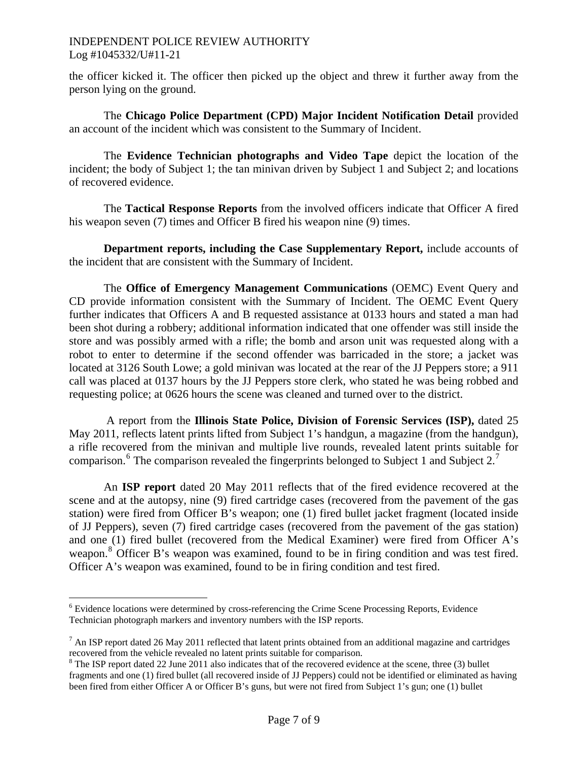the officer kicked it. The officer then picked up the object and threw it further away from the person lying on the ground.

The **Chicago Police Department (CPD) Major Incident Notification Detail** provided an account of the incident which was consistent to the Summary of Incident.

The **Evidence Technician photographs and Video Tape** depict the location of the incident; the body of Subject 1; the tan minivan driven by Subject 1 and Subject 2; and locations of recovered evidence.

The **Tactical Response Reports** from the involved officers indicate that Officer A fired his weapon seven (7) times and Officer B fired his weapon nine (9) times.

**Department reports, including the Case Supplementary Report,** include accounts of the incident that are consistent with the Summary of Incident.

The **Office of Emergency Management Communications** (OEMC) Event Query and CD provide information consistent with the Summary of Incident. The OEMC Event Query further indicates that Officers A and B requested assistance at 0133 hours and stated a man had been shot during a robbery; additional information indicated that one offender was still inside the store and was possibly armed with a rifle; the bomb and arson unit was requested along with a robot to enter to determine if the second offender was barricaded in the store; a jacket was located at 3126 South Lowe; a gold minivan was located at the rear of the JJ Peppers store; a 911 call was placed at 0137 hours by the JJ Peppers store clerk, who stated he was being robbed and requesting police; at 0626 hours the scene was cleaned and turned over to the district.

A report from the **Illinois State Police, Division of Forensic Services (ISP),** dated 25 May 2011, reflects latent prints lifted from Subject 1's handgun, a magazine (from the handgun), a rifle recovered from the minivan and multiple live rounds, revealed latent prints suitable for comparison.[6] The comparison revealed the fingerprints belonged to Subject 1 and Subject 2.[7]

An **ISP report** dated 20 May 2011 reflects that of the fired evidence recovered at the scene and at the autopsy, nine (9) fired cartridge cases (recovered from the pavement of the gas station) were fired from Officer B's weapon; one (1) fired bullet jacket fragment (located inside of JJ Peppers), seven (7) fired cartridge cases (recovered from the pavement of the gas station) and one (1) fired bullet (recovered from the Medical Examiner) were fired from Officer A's weapon.[8] Officer B's weapon was examined, found to be in firing condition and was test fired. Officer A's weapon was examined, found to be in firing condition and test fired.

---

[6] Evidence locations were determined by cross-referencing the Crime Scene Processing Reports, Evidence Technician photograph markers and inventory numbers with the ISP reports.

[7] An ISP report dated 26 May 2011 reflected that latent prints obtained from an additional magazine and cartridges recovered from the vehicle revealed no latent prints suitable for comparison.

[8] The ISP report dated 22 June 2011 also indicates that of the recovered evidence at the scene, three (3) bullet fragments and one (1) fired bullet (all recovered inside of JJ Peppers) could not be identified or eliminated as having been fired from either Officer A or Officer B's guns, but were not fired from Subject 1's gun; one (1) bullet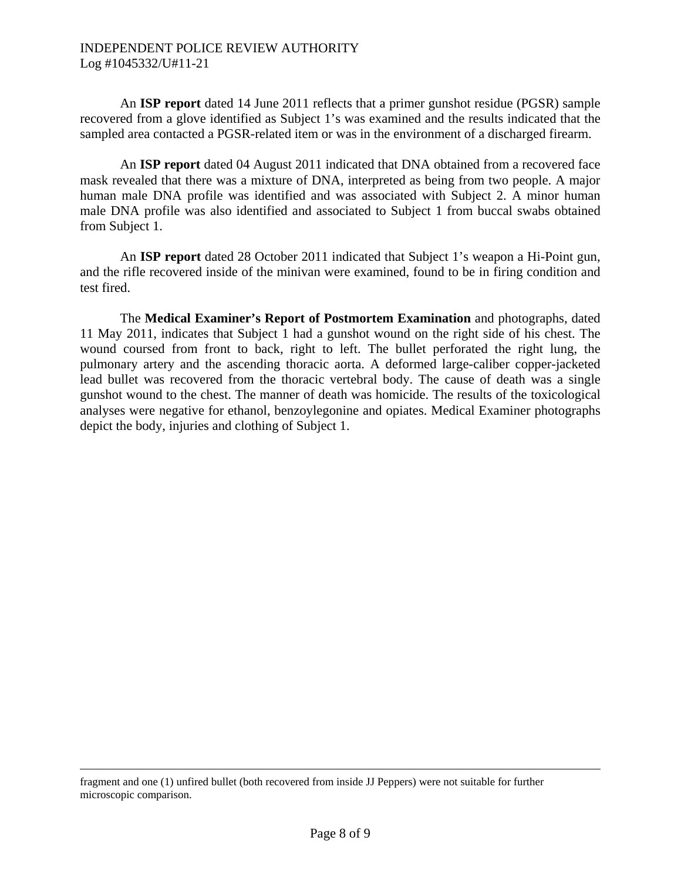An **ISP report** dated 14 June 2011 reflects that a primer gunshot residue (PGSR) sample recovered from a glove identified as Subject 1's was examined and the results indicated that the sampled area contacted a PGSR-related item or was in the environment of a discharged firearm.

An **ISP report** dated 04 August 2011 indicated that DNA obtained from a recovered face mask revealed that there was a mixture of DNA, interpreted as being from two people. A major human male DNA profile was identified and was associated with Subject 2. A minor human male DNA profile was also identified and associated to Subject 1 from buccal swabs obtained from Subject 1.

An **ISP report** dated 28 October 2011 indicated that Subject 1's weapon a Hi-Point gun, and the rifle recovered inside of the minivan were examined, found to be in firing condition and test fired.

The **Medical Examiner's Report of Postmortem Examination** and photographs, dated 11 May 2011, indicates that Subject 1 had a gunshot wound on the right side of his chest. The wound coursed from front to back, right to left. The bullet perforated the right lung, the pulmonary artery and the ascending thoracic aorta. A deformed large-caliber copper-jacketed lead bullet was recovered from the thoracic vertebral body. The cause of death was a single gunshot wound to the chest. The manner of death was homicide. The results of the toxicological analyses were negative for ethanol, benzoylegonine and opiates. Medical Examiner photographs depict the body, injuries and clothing of Subject 1.

---

fragment and one (1) unfired bullet (both recovered from inside JJ Peppers) were not suitable for further microscopic comparison.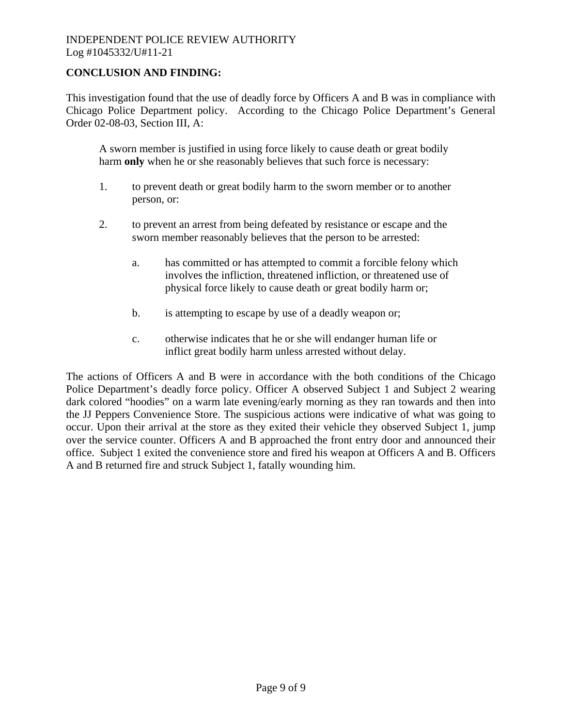INDEPENDENT POLICE REVIEW AUTHORITY
Log #1045332/U#11-21

**CONCLUSION AND FINDING:**

This investigation found that the use of deadly force by Officers A and B was in compliance with Chicago Police Department policy. According to the Chicago Police Department's General Order 02-08-03, Section III, A:

> A sworn member is justified in using force likely to cause death or great bodily harm **only** when he or she reasonably believes that such force is necessary:
>
> 1. to prevent death or great bodily harm to the sworn member or to another person, or:
>
> 2. to prevent an arrest from being defeated by resistance or escape and the sworn member reasonably believes that the person to be arrested:
>
>     a. has committed or has attempted to commit a forcible felony which involves the infliction, threatened infliction, or threatened use of physical force likely to cause death or great bodily harm or;
>
>     b. is attempting to escape by use of a deadly weapon or;
>
>     c. otherwise indicates that he or she will endanger human life or inflict great bodily harm unless arrested without delay.

The actions of Officers A and B were in accordance with the both conditions of the Chicago Police Department's deadly force policy. Officer A observed Subject 1 and Subject 2 wearing dark colored "hoodies" on a warm late evening/early morning as they ran towards and then into the JJ Peppers Convenience Store. The suspicious actions were indicative of what was going to occur. Upon their arrival at the store as they exited their vehicle they observed Subject 1, jump over the service counter. Officers A and B approached the front entry door and announced their office. Subject 1 exited the convenience store and fired his weapon at Officers A and B. Officers A and B returned fire and struck Subject 1, fatally wounding him.